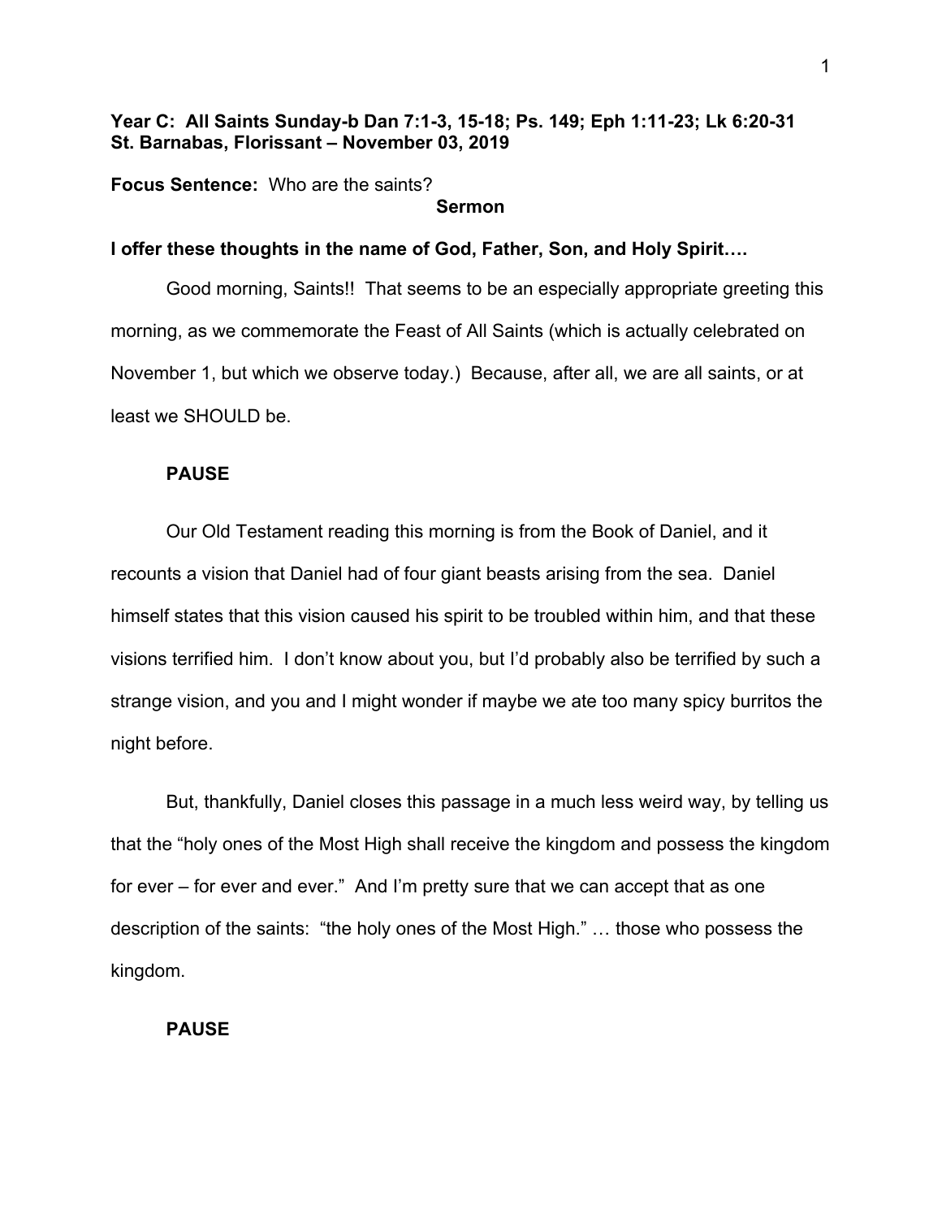**Year C: All Saints Sunday-b Dan 7:1-3, 15-18; Ps. 149; Eph 1:11-23; Lk 6:20-31**
**St. Barnabas, Florissant – November 03, 2019**

**Focus Sentence:** Who are the saints?

**Sermon**

**I offer these thoughts in the name of God, Father, Son, and Holy Spirit….**

Good morning, Saints!! That seems to be an especially appropriate greeting this morning, as we commemorate the Feast of All Saints (which is actually celebrated on November 1, but which we observe today.) Because, after all, we are all saints, or at least we SHOULD be.

**PAUSE**

Our Old Testament reading this morning is from the Book of Daniel, and it recounts a vision that Daniel had of four giant beasts arising from the sea. Daniel himself states that this vision caused his spirit to be troubled within him, and that these visions terrified him. I don't know about you, but I'd probably also be terrified by such a strange vision, and you and I might wonder if maybe we ate too many spicy burritos the night before.

But, thankfully, Daniel closes this passage in a much less weird way, by telling us that the "holy ones of the Most High shall receive the kingdom and possess the kingdom for ever – for ever and ever." And I'm pretty sure that we can accept that as one description of the saints: "the holy ones of the Most High." … those who possess the kingdom.

**PAUSE**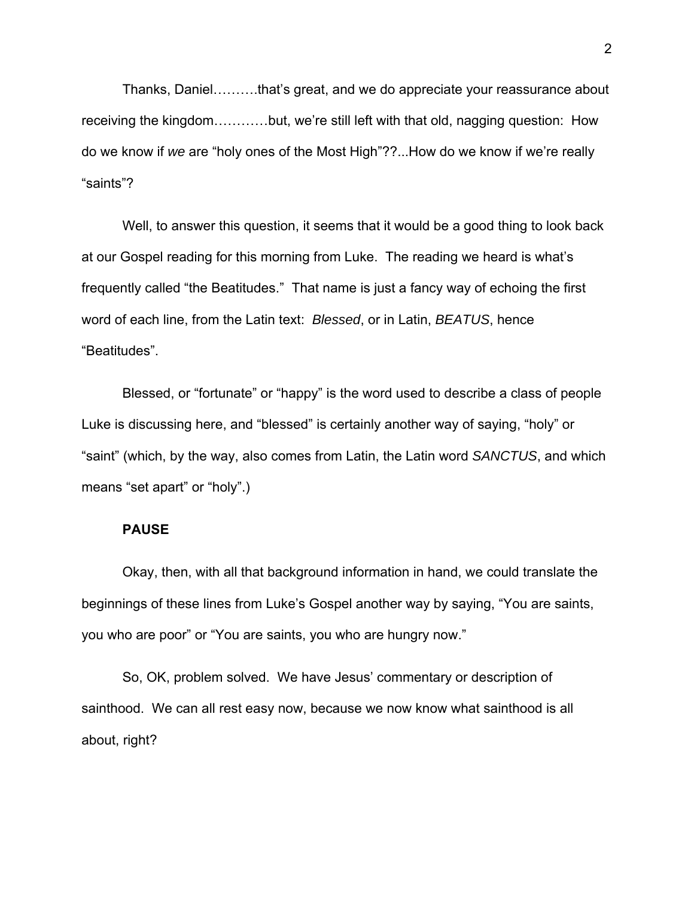Thanks, Daniel……….that's great, and we do appreciate your reassurance about receiving the kingdom…………but, we're still left with that old, nagging question: How do we know if *we* are "holy ones of the Most High"??...How do we know if we're really "saints"?

Well, to answer this question, it seems that it would be a good thing to look back at our Gospel reading for this morning from Luke. The reading we heard is what's frequently called "the Beatitudes." That name is just a fancy way of echoing the first word of each line, from the Latin text: *Blessed*, or in Latin, *BEATUS*, hence "Beatitudes".

Blessed, or "fortunate" or "happy" is the word used to describe a class of people Luke is discussing here, and "blessed" is certainly another way of saying, "holy" or "saint" (which, by the way, also comes from Latin, the Latin word *SANCTUS*, and which means "set apart" or "holy".)

**PAUSE**

Okay, then, with all that background information in hand, we could translate the beginnings of these lines from Luke's Gospel another way by saying, "You are saints, you who are poor" or "You are saints, you who are hungry now."

So, OK, problem solved. We have Jesus' commentary or description of sainthood. We can all rest easy now, because we now know what sainthood is all about, right?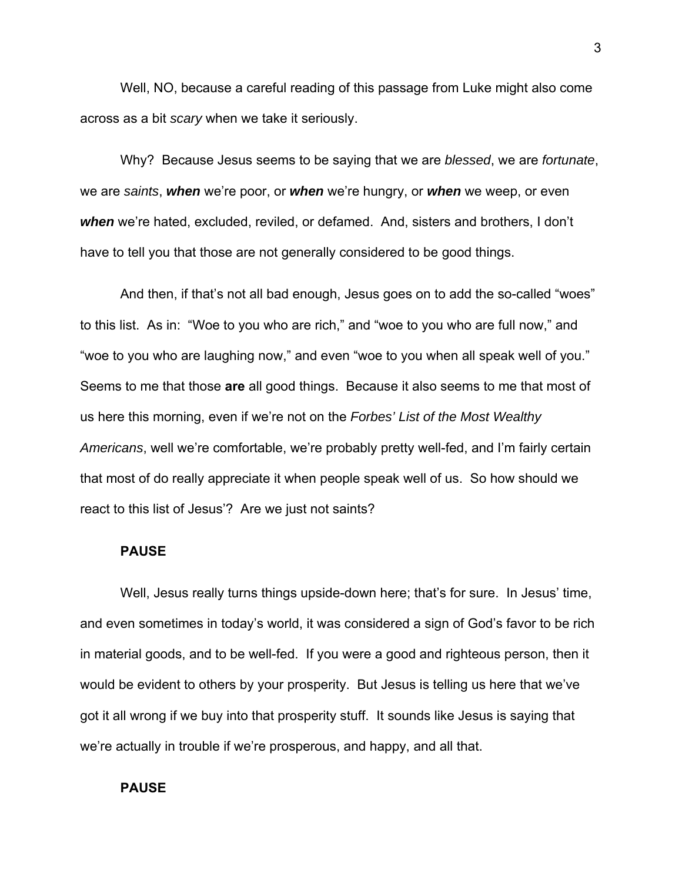Well, NO, because a careful reading of this passage from Luke might also come across as a bit *scary* when we take it seriously.

Why? Because Jesus seems to be saying that we are *blessed*, we are *fortunate*, we are *saints*, ***when*** we're poor, or ***when*** we're hungry, or ***when*** we weep, or even ***when*** we're hated, excluded, reviled, or defamed. And, sisters and brothers, I don't have to tell you that those are not generally considered to be good things.

And then, if that's not all bad enough, Jesus goes on to add the so-called "woes" to this list. As in: "Woe to you who are rich," and "woe to you who are full now," and "woe to you who are laughing now," and even "woe to you when all speak well of you." Seems to me that those **are** all good things. Because it also seems to me that most of us here this morning, even if we're not on the *Forbes' List of the Most Wealthy Americans*, well we're comfortable, we're probably pretty well-fed, and I'm fairly certain that most of do really appreciate it when people speak well of us. So how should we react to this list of Jesus'? Are we just not saints?

**PAUSE**

Well, Jesus really turns things upside-down here; that's for sure. In Jesus' time, and even sometimes in today's world, it was considered a sign of God's favor to be rich in material goods, and to be well-fed. If you were a good and righteous person, then it would be evident to others by your prosperity. But Jesus is telling us here that we've got it all wrong if we buy into that prosperity stuff. It sounds like Jesus is saying that we're actually in trouble if we're prosperous, and happy, and all that.

**PAUSE**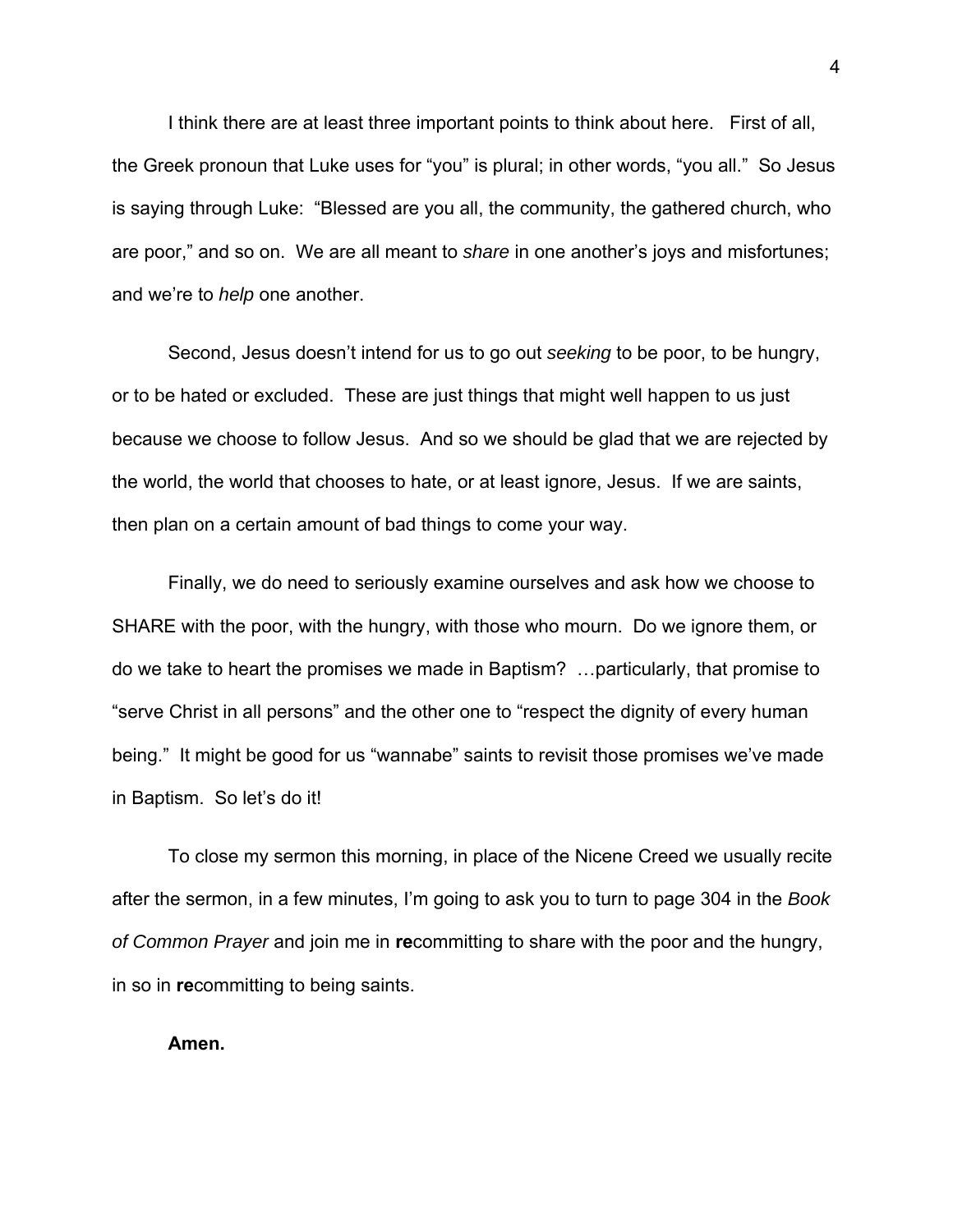I think there are at least three important points to think about here. First of all, the Greek pronoun that Luke uses for "you" is plural; in other words, "you all." So Jesus is saying through Luke: "Blessed are you all, the community, the gathered church, who are poor," and so on. We are all meant to *share* in one another's joys and misfortunes; and we're to *help* one another.

Second, Jesus doesn't intend for us to go out *seeking* to be poor, to be hungry, or to be hated or excluded. These are just things that might well happen to us just because we choose to follow Jesus. And so we should be glad that we are rejected by the world, the world that chooses to hate, or at least ignore, Jesus. If we are saints, then plan on a certain amount of bad things to come your way.

Finally, we do need to seriously examine ourselves and ask how we choose to SHARE with the poor, with the hungry, with those who mourn. Do we ignore them, or do we take to heart the promises we made in Baptism? …particularly, that promise to "serve Christ in all persons" and the other one to "respect the dignity of every human being." It might be good for us "wannabe" saints to revisit those promises we've made in Baptism. So let's do it!

To close my sermon this morning, in place of the Nicene Creed we usually recite after the sermon, in a few minutes, I'm going to ask you to turn to page 304 in the *Book of Common Prayer* and join me in **re**committing to share with the poor and the hungry, in so in **re**committing to being saints.

**Amen.**